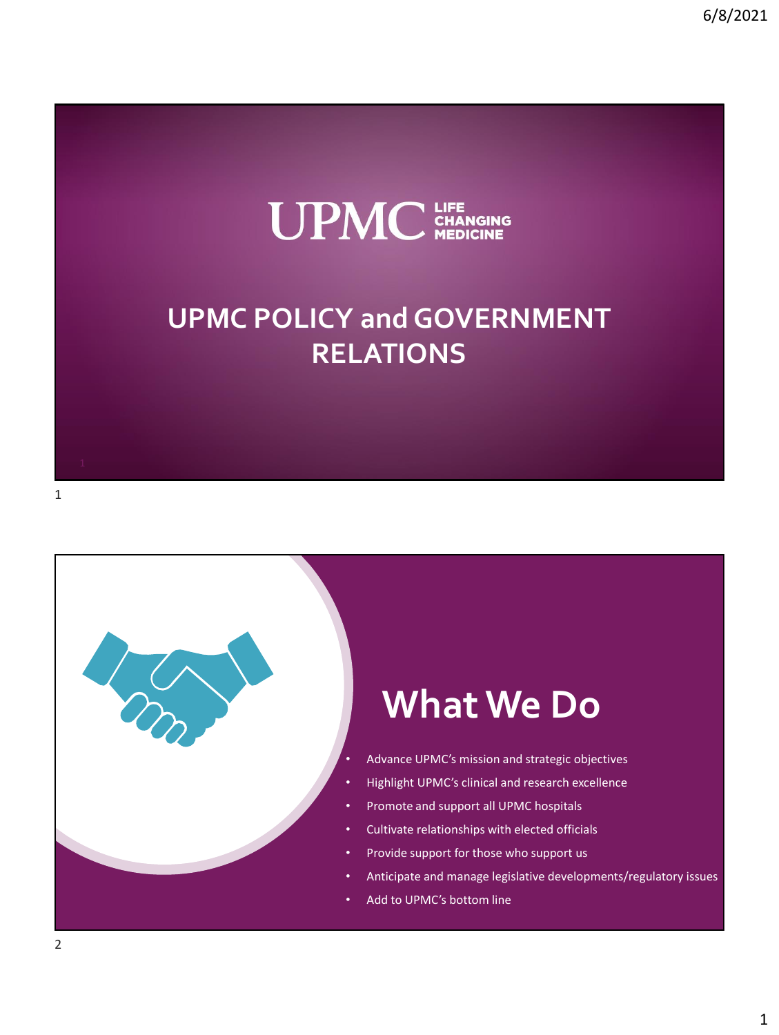UPMC LIFE CHANGING MEDICINE

# UPMC POLICY and GOVERNMENT RELATIONS

## What We Do

- Advance UPMC's mission and strategic objectives
- Highlight UPMC's clinical and research excellence
- Promote and support all UPMC hospitals
- Cultivate relationships with elected officials
- Provide support for those who support us
- Anticipate and manage legislative developments/regulatory issues
- Add to UPMC's bottom line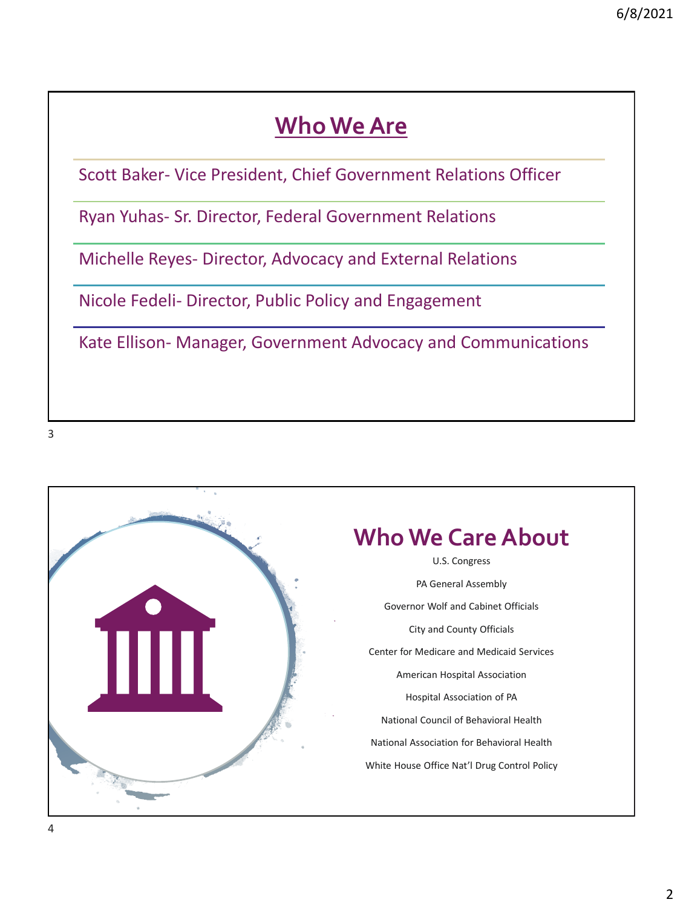## Who We Are

Scott Baker- Vice President, Chief Government Relations Officer

Ryan Yuhas- Sr. Director, Federal Government Relations

Michelle Reyes- Director, Advocacy and External Relations

Nicole Fedeli- Director, Public Policy and Engagement

Kate Ellison- Manager, Government Advocacy and Communications

## Who We Care About

U.S. Congress

PA General Assembly

Governor Wolf and Cabinet Officials

City and County Officials

Center for Medicare and Medicaid Services

American Hospital Association

Hospital Association of PA

National Council of Behavioral Health

National Association for Behavioral Health

White House Office Nat'l Drug Control Policy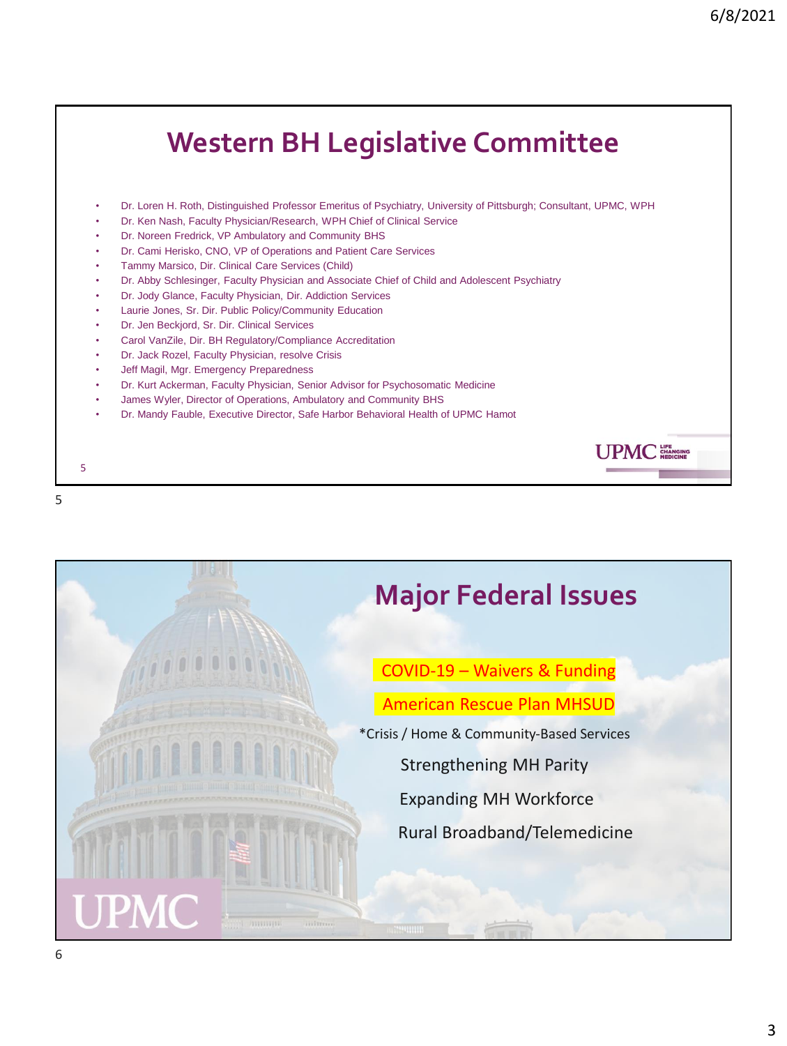## Western BH Legislative Committee

- Dr. Loren H. Roth, Distinguished Professor Emeritus of Psychiatry, University of Pittsburgh; Consultant, UPMC, WPH
- Dr. Ken Nash, Faculty Physician/Research, WPH Chief of Clinical Service
- Dr. Noreen Fredrick, VP Ambulatory and Community BHS
- Dr. Cami Herisko, CNO, VP of Operations and Patient Care Services
- Tammy Marsico, Dir. Clinical Care Services (Child)
- Dr. Abby Schlesinger, Faculty Physician and Associate Chief of Child and Adolescent Psychiatry
- Dr. Jody Glance, Faculty Physician, Dir. Addiction Services
- Laurie Jones, Sr. Dir. Public Policy/Community Education
- Dr. Jen Beckjord, Sr. Dir. Clinical Services
- Carol VanZile, Dir. BH Regulatory/Compliance Accreditation
- Dr. Jack Rozel, Faculty Physician, resolve Crisis
- Jeff Magil, Mgr. Emergency Preparedness
- Dr. Kurt Ackerman, Faculty Physician, Senior Advisor for Psychosomatic Medicine
- James Wyler, Director of Operations, Ambulatory and Community BHS
- Dr. Mandy Fauble, Executive Director, Safe Harbor Behavioral Health of UPMC Hamot

## Major Federal Issues

COVID-19 – Waivers & Funding

American Rescue Plan MHSUD

*Crisis / Home & Community-Based Services

Strengthening MH Parity

Expanding MH Workforce

Rural Broadband/Telemedicine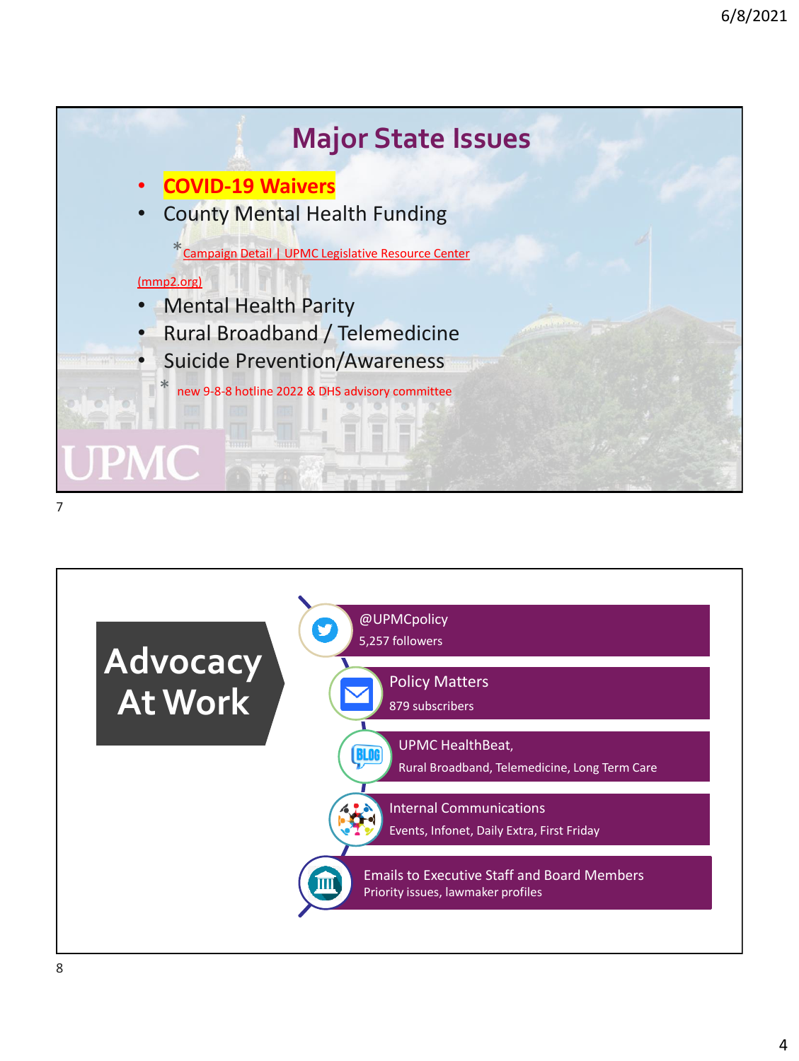## Major State Issues

- **COVID-19 Waivers**
- County Mental Health Funding
  - *Campaign Detail | UPMC Legislative Resource Center (mmp2.org)
- Mental Health Parity
- Rural Broadband / Telemedicine
- Suicide Prevention/Awareness
  - * new 9-8-8 hotline 2022 & DHS advisory committee

UPMC

## Advocacy At Work

- @UPMCpolicy
  5,257 followers
- Policy Matters
  879 subscribers
- UPMC HealthBeat,
  Rural Broadband, Telemedicine, Long Term Care
- Internal Communications
  Events, Infonet, Daily Extra, First Friday
- Emails to Executive Staff and Board Members
  Priority issues, lawmaker profiles